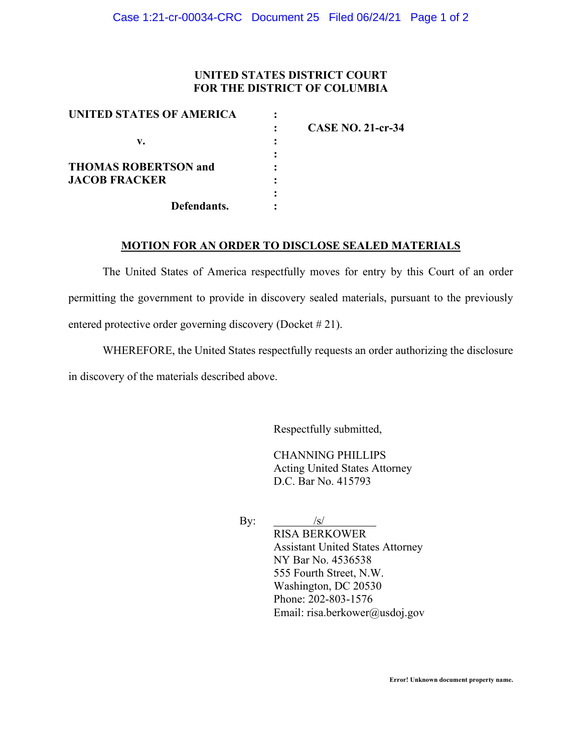**UNITED STATES DISTRICT COURT**
**FOR THE DISTRICT OF COLUMBIA**

| | | |
|---|---|---|
| **UNITED STATES OF AMERICA** | : | |
| | : | **CASE NO. 21-cr-34** |
| **v.** | : | |
| | : | |
| **THOMAS ROBERTSON and** | : | |
| **JACOB FRACKER** | : | |
| | : | |
| **Defendants.** | : | |

**MOTION FOR AN ORDER TO DISCLOSE SEALED MATERIALS**

The United States of America respectfully moves for entry by this Court of an order permitting the government to provide in discovery sealed materials, pursuant to the previously entered protective order governing discovery (Docket # 21).

WHEREFORE, the United States respectfully requests an order authorizing the disclosure in discovery of the materials described above.

Respectfully submitted,

CHANNING PHILLIPS
Acting United States Attorney
D.C. Bar No. 415793

By: /s/
RISA BERKOWER
Assistant United States Attorney
NY Bar No. 4536538
555 Fourth Street, N.W.
Washington, DC 20530
Phone: 202-803-1576
Email: risa.berkower@usdoj.gov

**Error! Unknown document property name.**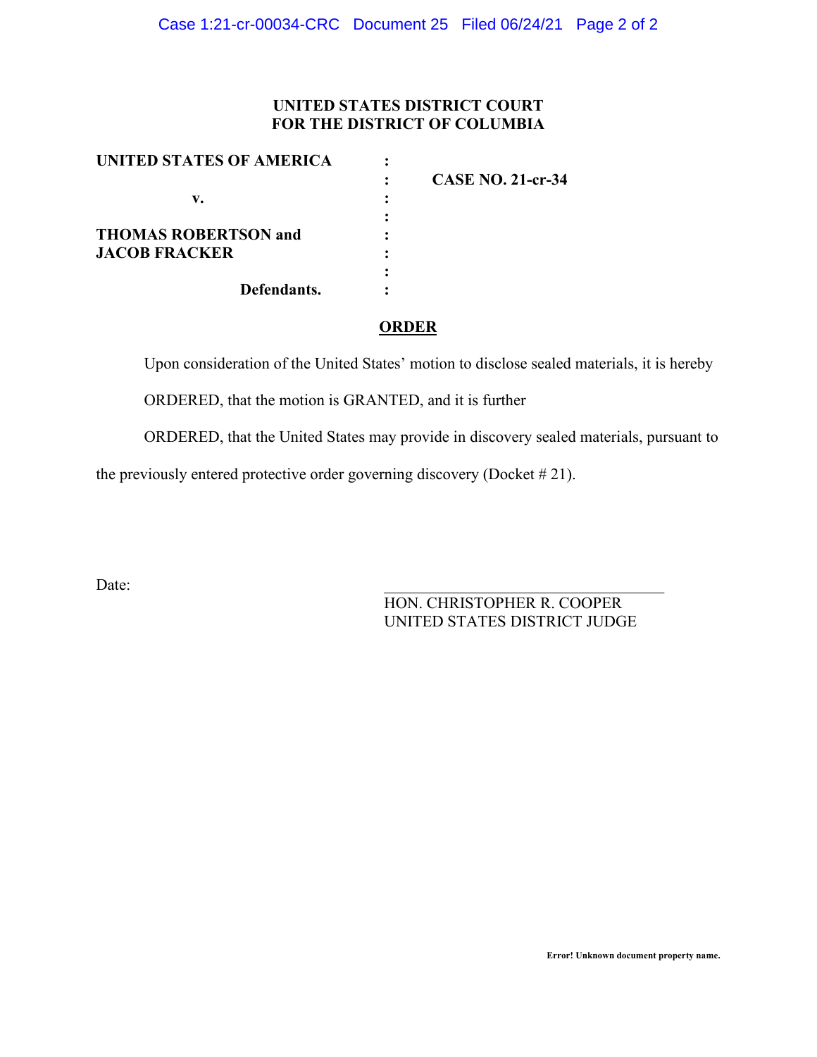**UNITED STATES DISTRICT COURT**
**FOR THE DISTRICT OF COLUMBIA**

| | | |
|---|---|---|
| **UNITED STATES OF AMERICA** | : | |
| | : | **CASE NO. 21-cr-34** |
| **v.** | : | |
| | : | |
| **THOMAS ROBERTSON and** | : | |
| **JACOB FRACKER** | : | |
| | : | |
| **Defendants.** | : | |

**ORDER**

Upon consideration of the United States' motion to disclose sealed materials, it is hereby

ORDERED, that the motion is GRANTED, and it is further

ORDERED, that the United States may provide in discovery sealed materials, pursuant to the previously entered protective order governing discovery (Docket # 21).

Date:

\_\_\_\_\_\_\_\_\_\_\_\_\_\_\_\_\_\_\_\_\_\_\_\_\_\_\_\_\_\_\_\_\_\_\_\_
HON. CHRISTOPHER R. COOPER
UNITED STATES DISTRICT JUDGE

**Error! Unknown document property name.**